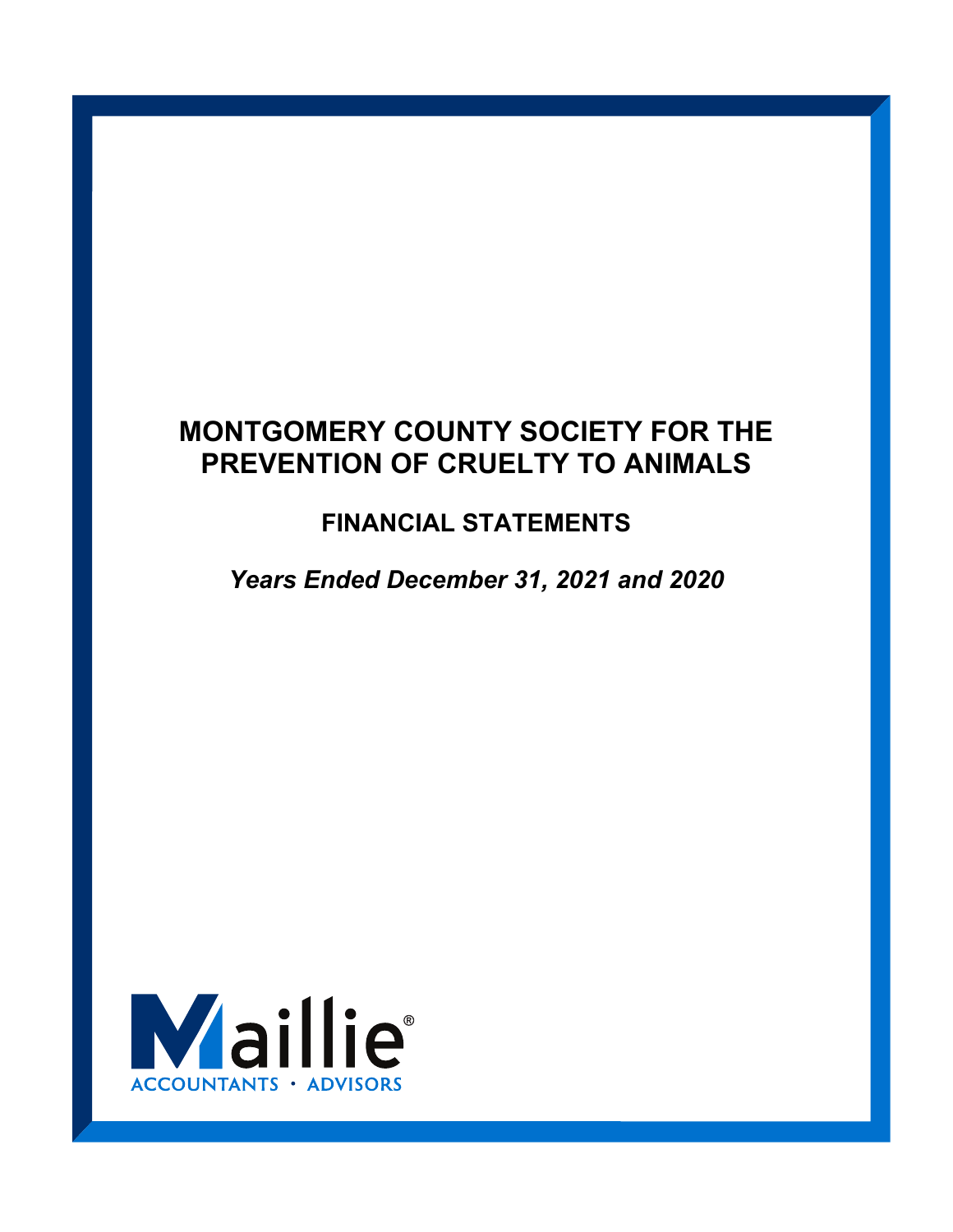# MONTGOMERY COUNTY SOCIETY FOR THE PREVENTION OF CRUELTY TO ANIMALS

## FINANCIAL STATEMENTS

*Years Ended December 31, 2021 and 2020*

Maillie®
ACCOUNTANTS • ADVISORS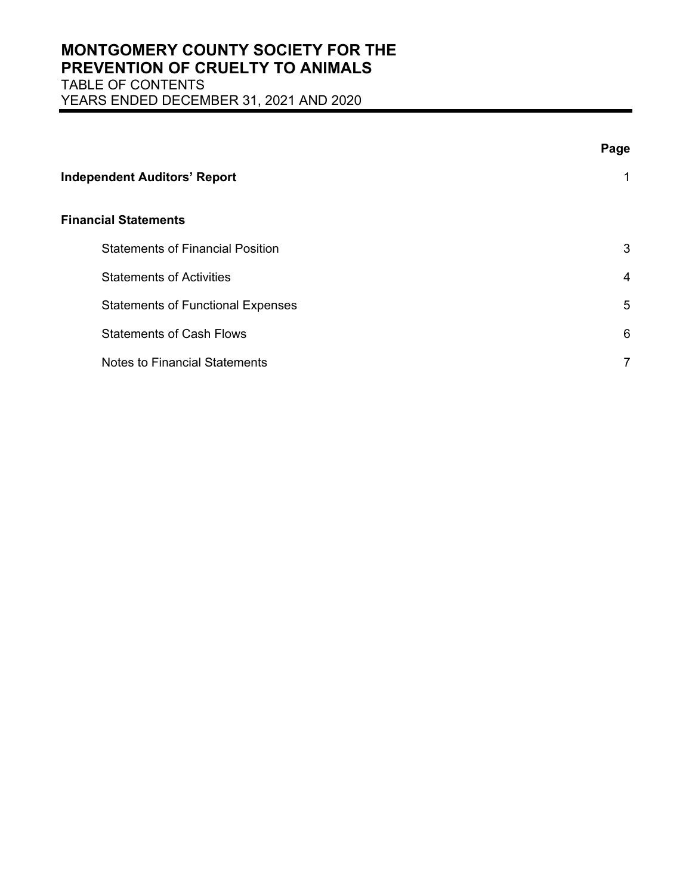# MONTGOMERY COUNTY SOCIETY FOR THE PREVENTION OF CRUELTY TO ANIMALS

TABLE OF CONTENTS
YEARS ENDED DECEMBER 31, 2021 AND 2020

| | Page |
|---|---|
| **Independent Auditors' Report** | 1 |
| **Financial Statements** | |
| Statements of Financial Position | 3 |
| Statements of Activities | 4 |
| Statements of Functional Expenses | 5 |
| Statements of Cash Flows | 6 |
| Notes to Financial Statements | 7 |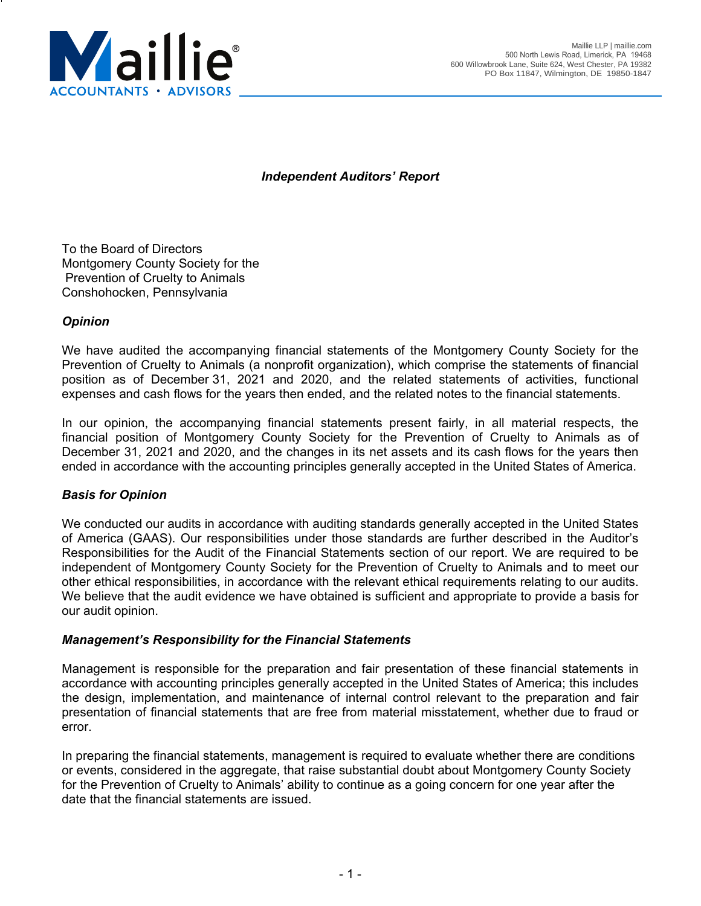Maillie®
ACCOUNTANTS • ADVISORS

Maillie LLP | maillie.com
500 North Lewis Road, Limerick, PA 19468
600 Willowbrook Lane, Suite 624, West Chester, PA 19382
PO Box 11847, Wilmington, DE 19850-1847

## *Independent Auditors' Report*

To the Board of Directors
Montgomery County Society for the
Prevention of Cruelty to Animals
Conshohocken, Pennsylvania

### *Opinion*

We have audited the accompanying financial statements of the Montgomery County Society for the Prevention of Cruelty to Animals (a nonprofit organization), which comprise the statements of financial position as of December 31, 2021 and 2020, and the related statements of activities, functional expenses and cash flows for the years then ended, and the related notes to the financial statements.

In our opinion, the accompanying financial statements present fairly, in all material respects, the financial position of Montgomery County Society for the Prevention of Cruelty to Animals as of December 31, 2021 and 2020, and the changes in its net assets and its cash flows for the years then ended in accordance with the accounting principles generally accepted in the United States of America.

### *Basis for Opinion*

We conducted our audits in accordance with auditing standards generally accepted in the United States of America (GAAS). Our responsibilities under those standards are further described in the Auditor's Responsibilities for the Audit of the Financial Statements section of our report. We are required to be independent of Montgomery County Society for the Prevention of Cruelty to Animals and to meet our other ethical responsibilities, in accordance with the relevant ethical requirements relating to our audits. We believe that the audit evidence we have obtained is sufficient and appropriate to provide a basis for our audit opinion.

### *Management's Responsibility for the Financial Statements*

Management is responsible for the preparation and fair presentation of these financial statements in accordance with accounting principles generally accepted in the United States of America; this includes the design, implementation, and maintenance of internal control relevant to the preparation and fair presentation of financial statements that are free from material misstatement, whether due to fraud or error.

In preparing the financial statements, management is required to evaluate whether there are conditions or events, considered in the aggregate, that raise substantial doubt about Montgomery County Society for the Prevention of Cruelty to Animals' ability to continue as a going concern for one year after the date that the financial statements are issued.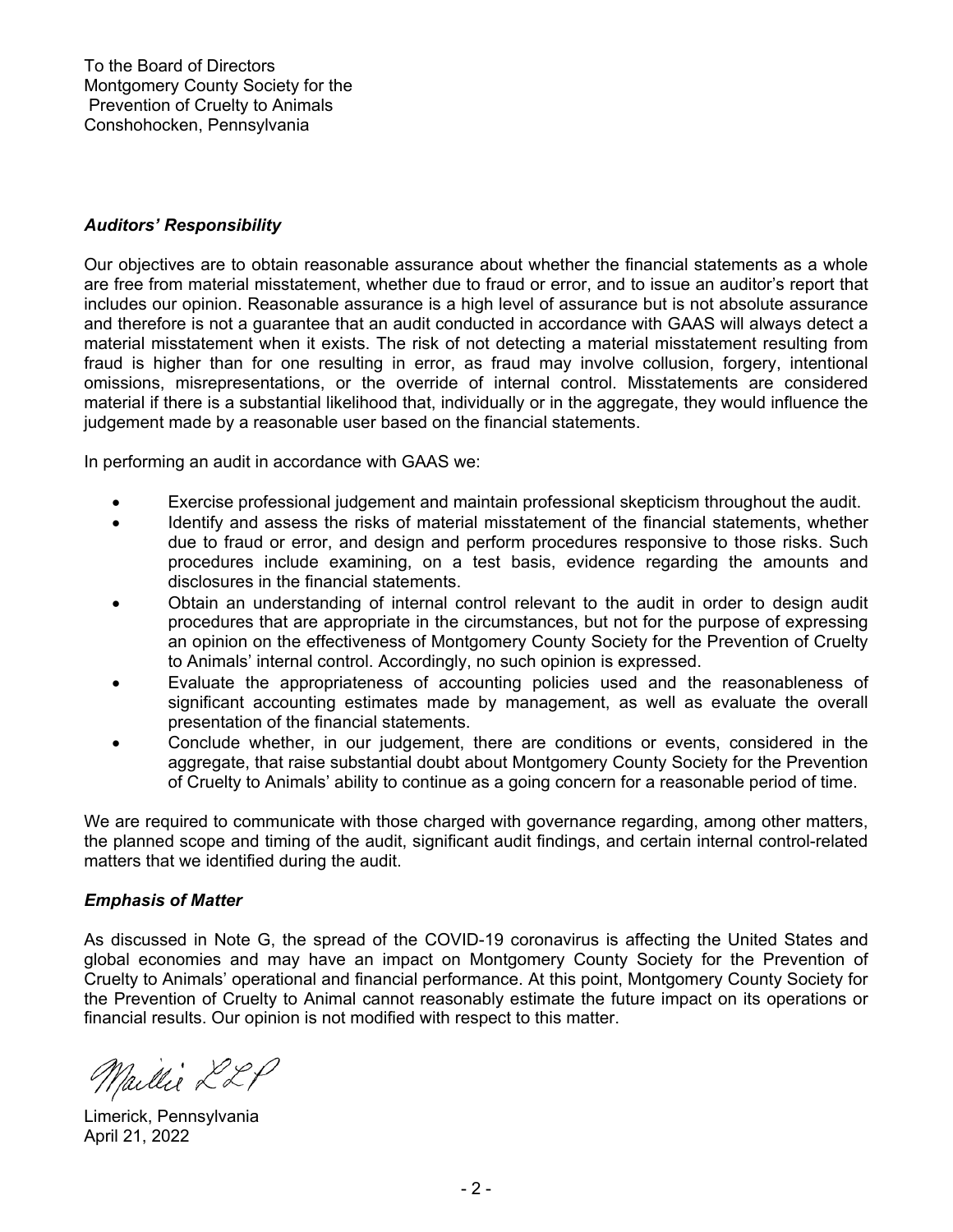To the Board of Directors
Montgomery County Society for the
Prevention of Cruelty to Animals
Conshohocken, Pennsylvania

***Auditors' Responsibility***

Our objectives are to obtain reasonable assurance about whether the financial statements as a whole are free from material misstatement, whether due to fraud or error, and to issue an auditor's report that includes our opinion. Reasonable assurance is a high level of assurance but is not absolute assurance and therefore is not a guarantee that an audit conducted in accordance with GAAS will always detect a material misstatement when it exists. The risk of not detecting a material misstatement resulting from fraud is higher than for one resulting in error, as fraud may involve collusion, forgery, intentional omissions, misrepresentations, or the override of internal control. Misstatements are considered material if there is a substantial likelihood that, individually or in the aggregate, they would influence the judgement made by a reasonable user based on the financial statements.

In performing an audit in accordance with GAAS we:

- Exercise professional judgement and maintain professional skepticism throughout the audit.
- Identify and assess the risks of material misstatement of the financial statements, whether due to fraud or error, and design and perform procedures responsive to those risks. Such procedures include examining, on a test basis, evidence regarding the amounts and disclosures in the financial statements.
- Obtain an understanding of internal control relevant to the audit in order to design audit procedures that are appropriate in the circumstances, but not for the purpose of expressing an opinion on the effectiveness of Montgomery County Society for the Prevention of Cruelty to Animals' internal control. Accordingly, no such opinion is expressed.
- Evaluate the appropriateness of accounting policies used and the reasonableness of significant accounting estimates made by management, as well as evaluate the overall presentation of the financial statements.
- Conclude whether, in our judgement, there are conditions or events, considered in the aggregate, that raise substantial doubt about Montgomery County Society for the Prevention of Cruelty to Animals' ability to continue as a going concern for a reasonable period of time.

We are required to communicate with those charged with governance regarding, among other matters, the planned scope and timing of the audit, significant audit findings, and certain internal control-related matters that we identified during the audit.

***Emphasis of Matter***

As discussed in Note G, the spread of the COVID-19 coronavirus is affecting the United States and global economies and may have an impact on Montgomery County Society for the Prevention of Cruelty to Animals' operational and financial performance. At this point, Montgomery County Society for the Prevention of Cruelty to Animal cannot reasonably estimate the future impact on its operations or financial results. Our opinion is not modified with respect to this matter.

Maillie LLP

Limerick, Pennsylvania
April 21, 2022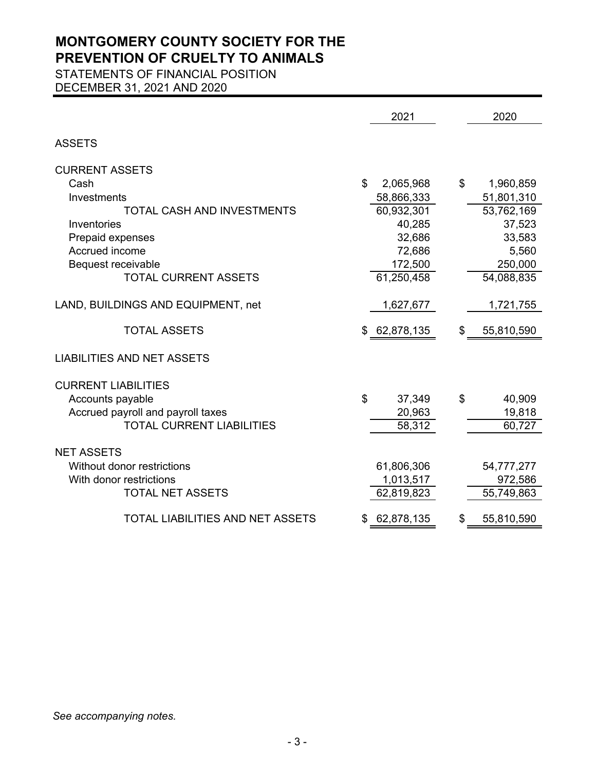# MONTGOMERY COUNTY SOCIETY FOR THE PREVENTION OF CRUELTY TO ANIMALS

STATEMENTS OF FINANCIAL POSITION
DECEMBER 31, 2021 AND 2020

| | 2021 | 2020 |
|---|---|---|
| **ASSETS** | | |
| **CURRENT ASSETS** | | |
| Cash | $ 2,065,968 | $ 1,960,859 |
| Investments | 58,866,333 | 51,801,310 |
| TOTAL CASH AND INVESTMENTS | 60,932,301 | 53,762,169 |
| Inventories | 40,285 | 37,523 |
| Prepaid expenses | 32,686 | 33,583 |
| Accrued income | 72,686 | 5,560 |
| Bequest receivable | 172,500 | 250,000 |
| TOTAL CURRENT ASSETS | 61,250,458 | 54,088,835 |
| LAND, BUILDINGS AND EQUIPMENT, net | 1,627,677 | 1,721,755 |
| TOTAL ASSETS | $ 62,878,135 | $ 55,810,590 |
| **LIABILITIES AND NET ASSETS** | | |
| **CURRENT LIABILITIES** | | |
| Accounts payable | $ 37,349 | $ 40,909 |
| Accrued payroll and payroll taxes | 20,963 | 19,818 |
| TOTAL CURRENT LIABILITIES | 58,312 | 60,727 |
| **NET ASSETS** | | |
| Without donor restrictions | 61,806,306 | 54,777,277 |
| With donor restrictions | 1,013,517 | 972,586 |
| TOTAL NET ASSETS | 62,819,823 | 55,749,863 |
| TOTAL LIABILITIES AND NET ASSETS | $ 62,878,135 | $ 55,810,590 |

*See accompanying notes.*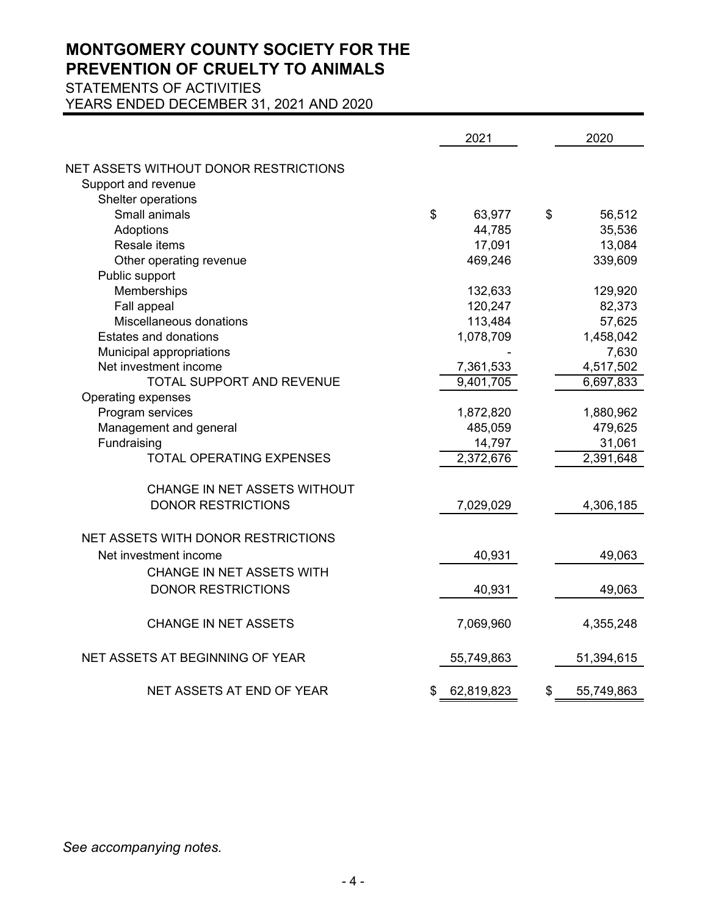# MONTGOMERY COUNTY SOCIETY FOR THE PREVENTION OF CRUELTY TO ANIMALS

STATEMENTS OF ACTIVITIES
YEARS ENDED DECEMBER 31, 2021 AND 2020

| | 2021 | 2020 |
|---|---|---|
| NET ASSETS WITHOUT DONOR RESTRICTIONS | | |
| Support and revenue | | |
| Shelter operations | | |
| Small animals | $ 63,977 | $ 56,512 |
| Adoptions | 44,785 | 35,536 |
| Resale items | 17,091 | 13,084 |
| Other operating revenue | 469,246 | 339,609 |
| Public support | | |
| Memberships | 132,633 | 129,920 |
| Fall appeal | 120,247 | 82,373 |
| Miscellaneous donations | 113,484 | 57,625 |
| Estates and donations | 1,078,709 | 1,458,042 |
| Municipal appropriations | - | 7,630 |
| Net investment income | 7,361,533 | 4,517,502 |
| TOTAL SUPPORT AND REVENUE | 9,401,705 | 6,697,833 |
| Operating expenses | | |
| Program services | 1,872,820 | 1,880,962 |
| Management and general | 485,059 | 479,625 |
| Fundraising | 14,797 | 31,061 |
| TOTAL OPERATING EXPENSES | 2,372,676 | 2,391,648 |
| CHANGE IN NET ASSETS WITHOUT DONOR RESTRICTIONS | 7,029,029 | 4,306,185 |
| NET ASSETS WITH DONOR RESTRICTIONS | | |
| Net investment income | 40,931 | 49,063 |
| CHANGE IN NET ASSETS WITH DONOR RESTRICTIONS | 40,931 | 49,063 |
| CHANGE IN NET ASSETS | 7,069,960 | 4,355,248 |
| NET ASSETS AT BEGINNING OF YEAR | 55,749,863 | 51,394,615 |
| NET ASSETS AT END OF YEAR | $ 62,819,823 | $ 55,749,863 |

*See accompanying notes.*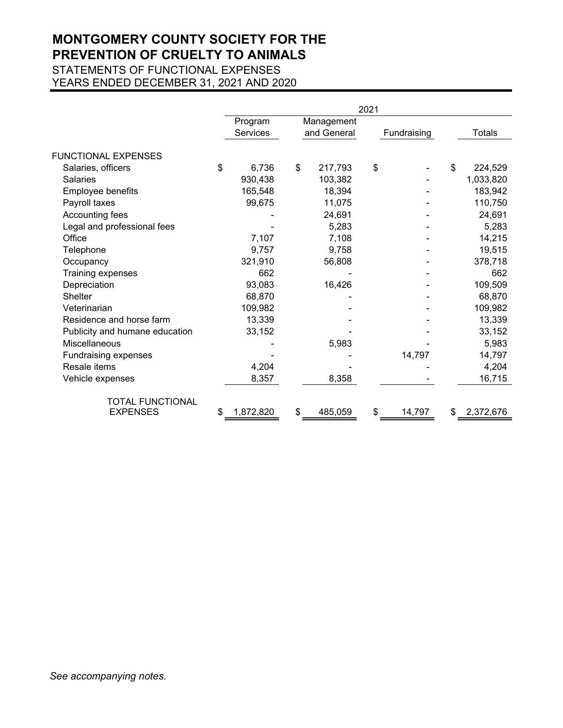# MONTGOMERY COUNTY SOCIETY FOR THE PREVENTION OF CRUELTY TO ANIMALS

STATEMENTS OF FUNCTIONAL EXPENSES
YEARS ENDED DECEMBER 31, 2021 AND 2020

| | 2021 | | | |
|---|---|---|---|---|
| | Program Services | Management and General | Fundraising | Totals |
| FUNCTIONAL EXPENSES | | | | |
| Salaries, officers | $ 6,736 | $ 217,793 | $ - | $ 224,529 |
| Salaries | 930,438 | 103,382 | - | 1,033,820 |
| Employee benefits | 165,548 | 18,394 | - | 183,942 |
| Payroll taxes | 99,675 | 11,075 | - | 110,750 |
| Accounting fees | - | 24,691 | - | 24,691 |
| Legal and professional fees | - | 5,283 | - | 5,283 |
| Office | 7,107 | 7,108 | - | 14,215 |
| Telephone | 9,757 | 9,758 | - | 19,515 |
| Occupancy | 321,910 | 56,808 | - | 378,718 |
| Training expenses | 662 | - | - | 662 |
| Depreciation | 93,083 | 16,426 | - | 109,509 |
| Shelter | 68,870 | - | - | 68,870 |
| Veterinarian | 109,982 | - | - | 109,982 |
| Residence and horse farm | 13,339 | - | - | 13,339 |
| Publicity and humane education | 33,152 | - | - | 33,152 |
| Miscellaneous | - | 5,983 | - | 5,983 |
| Fundraising expenses | - | - | 14,797 | 14,797 |
| Resale items | 4,204 | - | - | 4,204 |
| Vehicle expenses | 8,357 | 8,358 | - | 16,715 |
| TOTAL FUNCTIONAL EXPENSES | $ 1,872,820 | $ 485,059 | $ 14,797 | $ 2,372,676 |

*See accompanying notes.*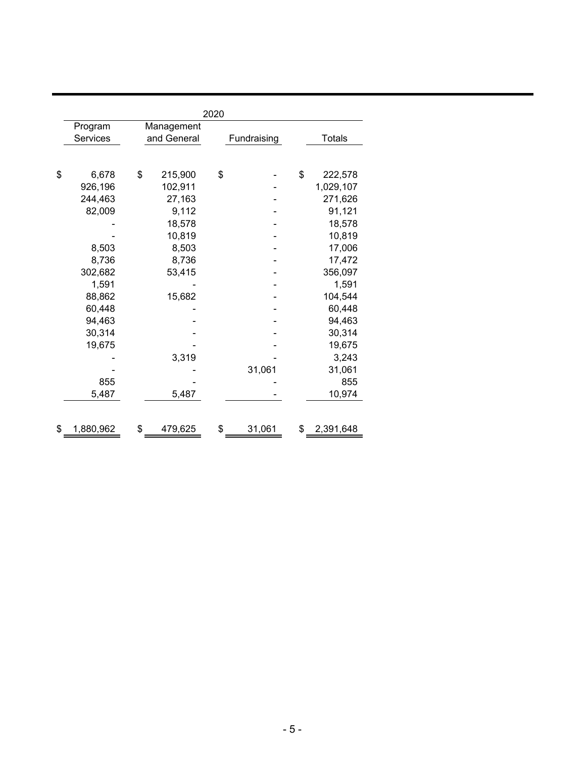| 2020 | | | |
|---|---|---|---|
| Program Services | Management and General | Fundraising | Totals |
| $ 6,678 | $ 215,900 | $ - | $ 222,578 |
| 926,196 | 102,911 | - | 1,029,107 |
| 244,463 | 27,163 | - | 271,626 |
| 82,009 | 9,112 | - | 91,121 |
| - | 18,578 | - | 18,578 |
| - | 10,819 | - | 10,819 |
| 8,503 | 8,503 | - | 17,006 |
| 8,736 | 8,736 | - | 17,472 |
| 302,682 | 53,415 | - | 356,097 |
| 1,591 | - | - | 1,591 |
| 88,862 | 15,682 | - | 104,544 |
| 60,448 | - | - | 60,448 |
| 94,463 | - | - | 94,463 |
| 30,314 | - | - | 30,314 |
| 19,675 | - | - | 19,675 |
| - | 3,319 | - | 3,243 |
| - | - | 31,061 | 31,061 |
| 855 | - | - | 855 |
| 5,487 | 5,487 | - | 10,974 |
| $ 1,880,962 | $ 479,625 | $ 31,061 | $ 2,391,648 |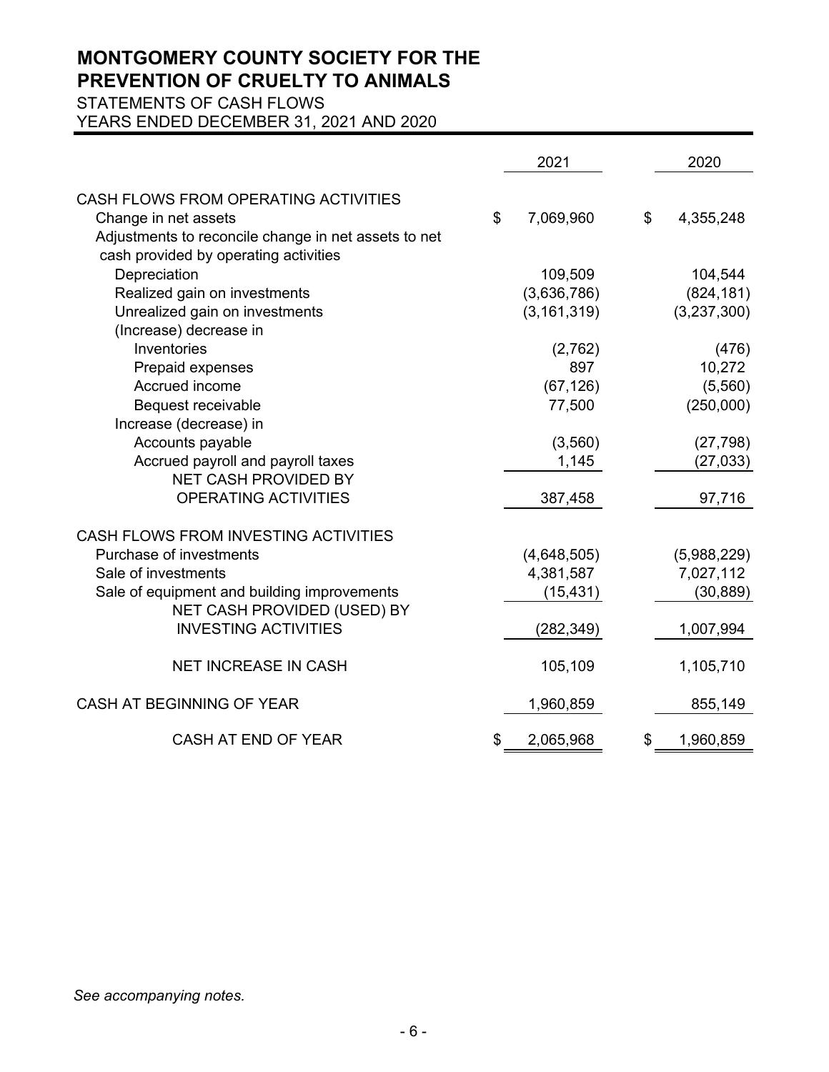# MONTGOMERY COUNTY SOCIETY FOR THE PREVENTION OF CRUELTY TO ANIMALS

STATEMENTS OF CASH FLOWS
YEARS ENDED DECEMBER 31, 2021 AND 2020

| | 2021 | 2020 |
|---|---|---|
| CASH FLOWS FROM OPERATING ACTIVITIES | | |
| Change in net assets | $ 7,069,960 | $ 4,355,248 |
| Adjustments to reconcile change in net assets to net cash provided by operating activities | | |
| Depreciation | 109,509 | 104,544 |
| Realized gain on investments | (3,636,786) | (824,181) |
| Unrealized gain on investments | (3,161,319) | (3,237,300) |
| (Increase) decrease in | | |
| Inventories | (2,762) | (476) |
| Prepaid expenses | 897 | 10,272 |
| Accrued income | (67,126) | (5,560) |
| Bequest receivable | 77,500 | (250,000) |
| Increase (decrease) in | | |
| Accounts payable | (3,560) | (27,798) |
| Accrued payroll and payroll taxes | 1,145 | (27,033) |
| NET CASH PROVIDED BY OPERATING ACTIVITIES | 387,458 | 97,716 |
| CASH FLOWS FROM INVESTING ACTIVITIES | | |
| Purchase of investments | (4,648,505) | (5,988,229) |
| Sale of investments | 4,381,587 | 7,027,112 |
| Sale of equipment and building improvements | (15,431) | (30,889) |
| NET CASH PROVIDED (USED) BY INVESTING ACTIVITIES | (282,349) | 1,007,994 |
| NET INCREASE IN CASH | 105,109 | 1,105,710 |
| CASH AT BEGINNING OF YEAR | 1,960,859 | 855,149 |
| CASH AT END OF YEAR | $ 2,065,968 | $ 1,960,859 |

*See accompanying notes.*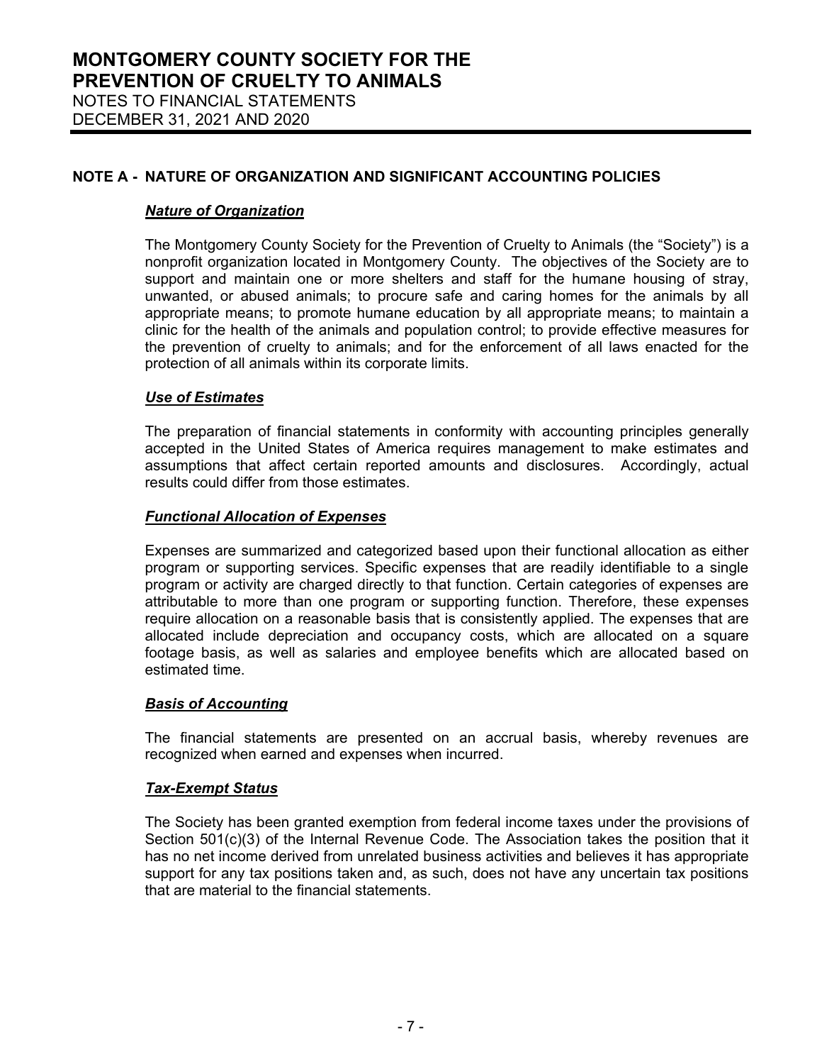# MONTGOMERY COUNTY SOCIETY FOR THE PREVENTION OF CRUELTY TO ANIMALS

NOTES TO FINANCIAL STATEMENTS
DECEMBER 31, 2021 AND 2020

## NOTE A - NATURE OF ORGANIZATION AND SIGNIFICANT ACCOUNTING POLICIES

### ***Nature of Organization***

The Montgomery County Society for the Prevention of Cruelty to Animals (the "Society") is a nonprofit organization located in Montgomery County. The objectives of the Society are to support and maintain one or more shelters and staff for the humane housing of stray, unwanted, or abused animals; to procure safe and caring homes for the animals by all appropriate means; to promote humane education by all appropriate means; to maintain a clinic for the health of the animals and population control; to provide effective measures for the prevention of cruelty to animals; and for the enforcement of all laws enacted for the protection of all animals within its corporate limits.

### ***Use of Estimates***

The preparation of financial statements in conformity with accounting principles generally accepted in the United States of America requires management to make estimates and assumptions that affect certain reported amounts and disclosures. Accordingly, actual results could differ from those estimates.

### ***Functional Allocation of Expenses***

Expenses are summarized and categorized based upon their functional allocation as either program or supporting services. Specific expenses that are readily identifiable to a single program or activity are charged directly to that function. Certain categories of expenses are attributable to more than one program or supporting function. Therefore, these expenses require allocation on a reasonable basis that is consistently applied. The expenses that are allocated include depreciation and occupancy costs, which are allocated on a square footage basis, as well as salaries and employee benefits which are allocated based on estimated time.

### ***Basis of Accounting***

The financial statements are presented on an accrual basis, whereby revenues are recognized when earned and expenses when incurred.

### ***Tax-Exempt Status***

The Society has been granted exemption from federal income taxes under the provisions of Section 501(c)(3) of the Internal Revenue Code. The Association takes the position that it has no net income derived from unrelated business activities and believes it has appropriate support for any tax positions taken and, as such, does not have any uncertain tax positions that are material to the financial statements.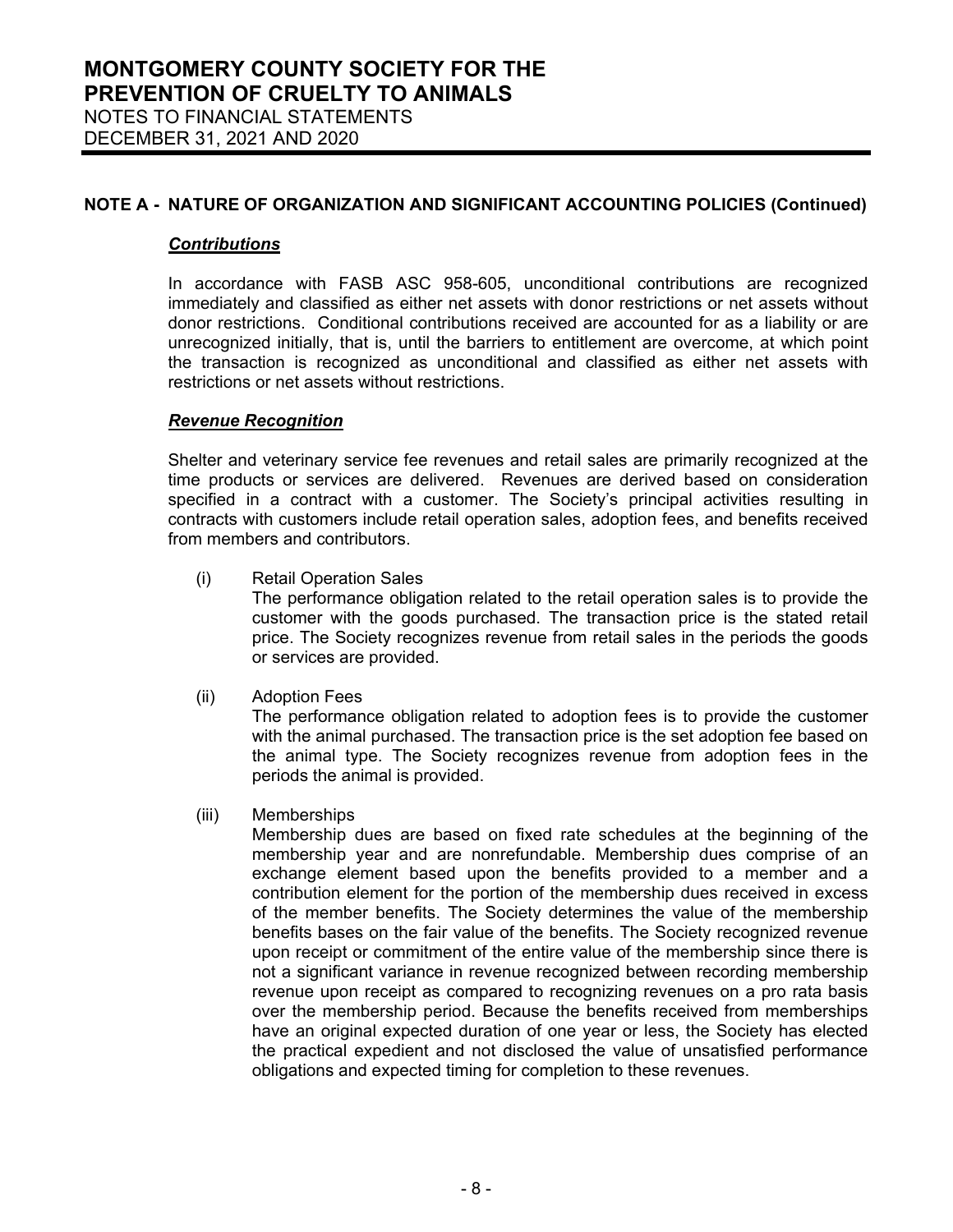## NOTE A - NATURE OF ORGANIZATION AND SIGNIFICANT ACCOUNTING POLICIES (Continued)

### ***Contributions***

In accordance with FASB ASC 958-605, unconditional contributions are recognized immediately and classified as either net assets with donor restrictions or net assets without donor restrictions. Conditional contributions received are accounted for as a liability or are unrecognized initially, that is, until the barriers to entitlement are overcome, at which point the transaction is recognized as unconditional and classified as either net assets with restrictions or net assets without restrictions.

### ***Revenue Recognition***

Shelter and veterinary service fee revenues and retail sales are primarily recognized at the time products or services are delivered. Revenues are derived based on consideration specified in a contract with a customer. The Society's principal activities resulting in contracts with customers include retail operation sales, adoption fees, and benefits received from members and contributors.

(i) Retail Operation Sales
The performance obligation related to the retail operation sales is to provide the customer with the goods purchased. The transaction price is the stated retail price. The Society recognizes revenue from retail sales in the periods the goods or services are provided.

(ii) Adoption Fees
The performance obligation related to adoption fees is to provide the customer with the animal purchased. The transaction price is the set adoption fee based on the animal type. The Society recognizes revenue from adoption fees in the periods the animal is provided.

(iii) Memberships
Membership dues are based on fixed rate schedules at the beginning of the membership year and are nonrefundable. Membership dues comprise of an exchange element based upon the benefits provided to a member and a contribution element for the portion of the membership dues received in excess of the member benefits. The Society determines the value of the membership benefits bases on the fair value of the benefits. The Society recognized revenue upon receipt or commitment of the entire value of the membership since there is not a significant variance in revenue recognized between recording membership revenue upon receipt as compared to recognizing revenues on a pro rata basis over the membership period. Because the benefits received from memberships have an original expected duration of one year or less, the Society has elected the practical expedient and not disclosed the value of unsatisfied performance obligations and expected timing for completion to these revenues.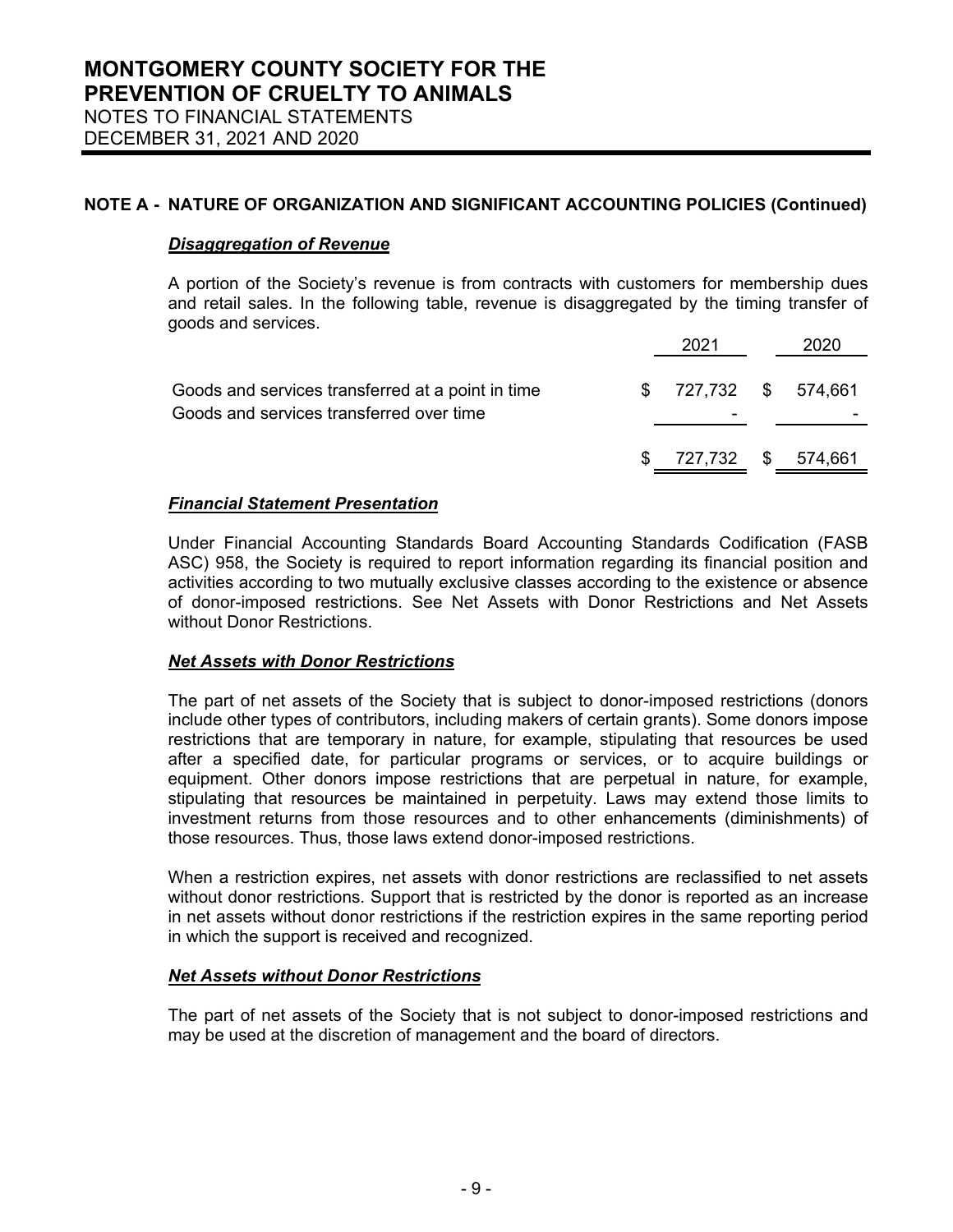# MONTGOMERY COUNTY SOCIETY FOR THE PREVENTION OF CRUELTY TO ANIMALS

NOTES TO FINANCIAL STATEMENTS
DECEMBER 31, 2021 AND 2020

## NOTE A - NATURE OF ORGANIZATION AND SIGNIFICANT ACCOUNTING POLICIES (Continued)

***Disaggregation of Revenue***

A portion of the Society's revenue is from contracts with customers for membership dues and retail sales. In the following table, revenue is disaggregated by the timing transfer of goods and services.

| | 2021 | 2020 |
|---|---|---|
| Goods and services transferred at a point in time | $ 727,732 | $ 574,661 |
| Goods and services transferred over time | - | - |
| | $ 727,732 | $ 574,661 |

***Financial Statement Presentation***

Under Financial Accounting Standards Board Accounting Standards Codification (FASB ASC) 958, the Society is required to report information regarding its financial position and activities according to two mutually exclusive classes according to the existence or absence of donor-imposed restrictions. See Net Assets with Donor Restrictions and Net Assets without Donor Restrictions.

***Net Assets with Donor Restrictions***

The part of net assets of the Society that is subject to donor-imposed restrictions (donors include other types of contributors, including makers of certain grants). Some donors impose restrictions that are temporary in nature, for example, stipulating that resources be used after a specified date, for particular programs or services, or to acquire buildings or equipment. Other donors impose restrictions that are perpetual in nature, for example, stipulating that resources be maintained in perpetuity. Laws may extend those limits to investment returns from those resources and to other enhancements (diminishments) of those resources. Thus, those laws extend donor-imposed restrictions.

When a restriction expires, net assets with donor restrictions are reclassified to net assets without donor restrictions. Support that is restricted by the donor is reported as an increase in net assets without donor restrictions if the restriction expires in the same reporting period in which the support is received and recognized.

***Net Assets without Donor Restrictions***

The part of net assets of the Society that is not subject to donor-imposed restrictions and may be used at the discretion of management and the board of directors.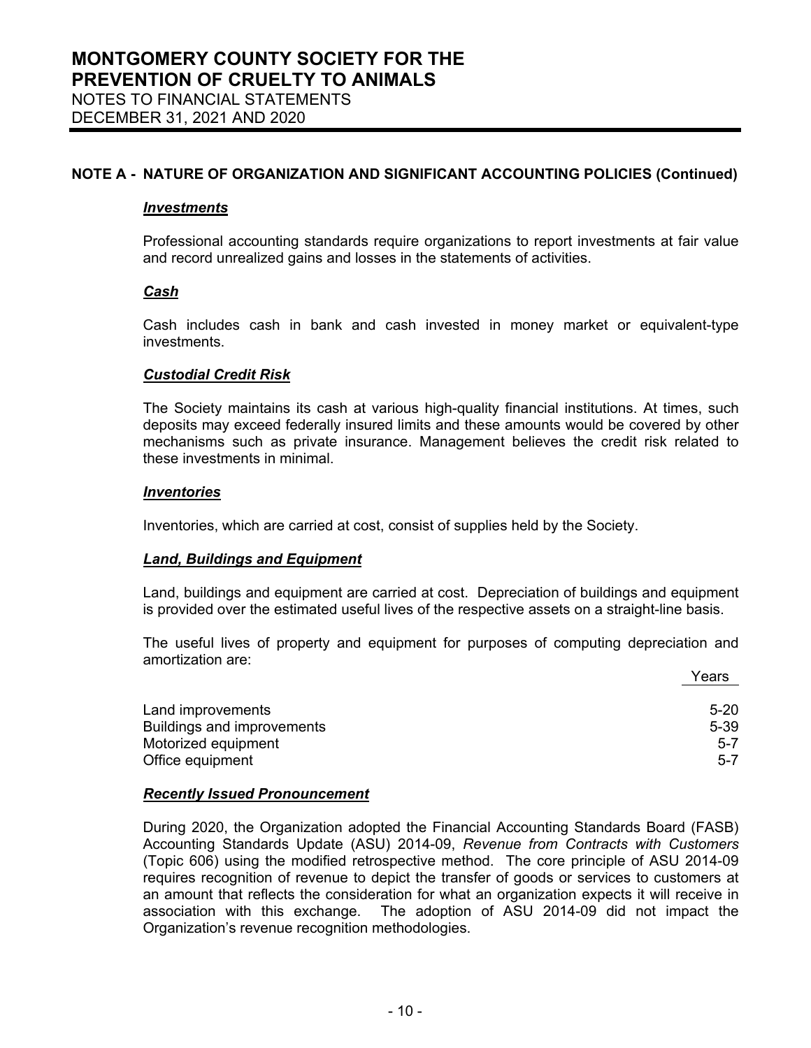## NOTE A - NATURE OF ORGANIZATION AND SIGNIFICANT ACCOUNTING POLICIES (Continued)

***Investments***

Professional accounting standards require organizations to report investments at fair value and record unrealized gains and losses in the statements of activities.

***Cash***

Cash includes cash in bank and cash invested in money market or equivalent-type investments.

***Custodial Credit Risk***

The Society maintains its cash at various high-quality financial institutions. At times, such deposits may exceed federally insured limits and these amounts would be covered by other mechanisms such as private insurance. Management believes the credit risk related to these investments in minimal.

***Inventories***

Inventories, which are carried at cost, consist of supplies held by the Society.

***Land, Buildings and Equipment***

Land, buildings and equipment are carried at cost. Depreciation of buildings and equipment is provided over the estimated useful lives of the respective assets on a straight-line basis.

The useful lives of property and equipment for purposes of computing depreciation and amortization are:

| | Years |
|---|---|
| Land improvements | 5-20 |
| Buildings and improvements | 5-39 |
| Motorized equipment | 5-7 |
| Office equipment | 5-7 |

***Recently Issued Pronouncement***

During 2020, the Organization adopted the Financial Accounting Standards Board (FASB) Accounting Standards Update (ASU) 2014-09, *Revenue from Contracts with Customers* (Topic 606) using the modified retrospective method. The core principle of ASU 2014-09 requires recognition of revenue to depict the transfer of goods or services to customers at an amount that reflects the consideration for what an organization expects it will receive in association with this exchange. The adoption of ASU 2014-09 did not impact the Organization's revenue recognition methodologies.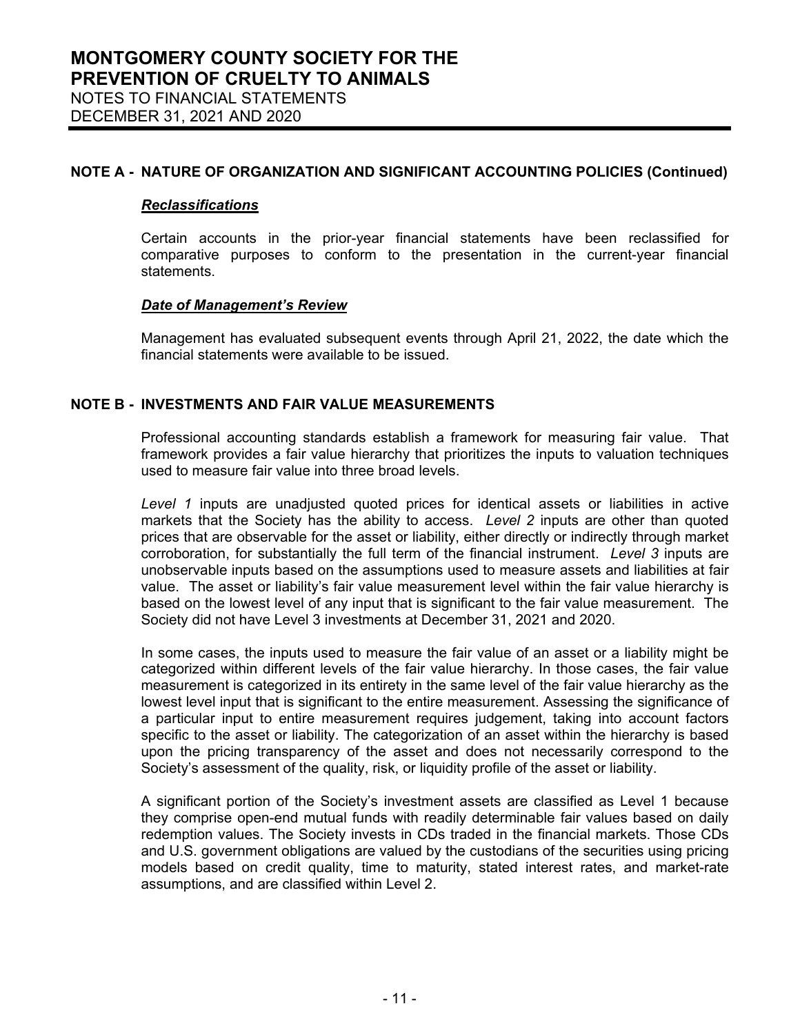# MONTGOMERY COUNTY SOCIETY FOR THE PREVENTION OF CRUELTY TO ANIMALS

NOTES TO FINANCIAL STATEMENTS
DECEMBER 31, 2021 AND 2020

## NOTE A - NATURE OF ORGANIZATION AND SIGNIFICANT ACCOUNTING POLICIES (Continued)

***Reclassifications***

Certain accounts in the prior-year financial statements have been reclassified for comparative purposes to conform to the presentation in the current-year financial statements.

***Date of Management's Review***

Management has evaluated subsequent events through April 21, 2022, the date which the financial statements were available to be issued.

## NOTE B - INVESTMENTS AND FAIR VALUE MEASUREMENTS

Professional accounting standards establish a framework for measuring fair value. That framework provides a fair value hierarchy that prioritizes the inputs to valuation techniques used to measure fair value into three broad levels.

*Level 1* inputs are unadjusted quoted prices for identical assets or liabilities in active markets that the Society has the ability to access. *Level 2* inputs are other than quoted prices that are observable for the asset or liability, either directly or indirectly through market corroboration, for substantially the full term of the financial instrument. *Level 3* inputs are unobservable inputs based on the assumptions used to measure assets and liabilities at fair value. The asset or liability's fair value measurement level within the fair value hierarchy is based on the lowest level of any input that is significant to the fair value measurement. The Society did not have Level 3 investments at December 31, 2021 and 2020.

In some cases, the inputs used to measure the fair value of an asset or a liability might be categorized within different levels of the fair value hierarchy. In those cases, the fair value measurement is categorized in its entirety in the same level of the fair value hierarchy as the lowest level input that is significant to the entire measurement. Assessing the significance of a particular input to entire measurement requires judgement, taking into account factors specific to the asset or liability. The categorization of an asset within the hierarchy is based upon the pricing transparency of the asset and does not necessarily correspond to the Society's assessment of the quality, risk, or liquidity profile of the asset or liability.

A significant portion of the Society's investment assets are classified as Level 1 because they comprise open-end mutual funds with readily determinable fair values based on daily redemption values. The Society invests in CDs traded in the financial markets. Those CDs and U.S. government obligations are valued by the custodians of the securities using pricing models based on credit quality, time to maturity, stated interest rates, and market-rate assumptions, and are classified within Level 2.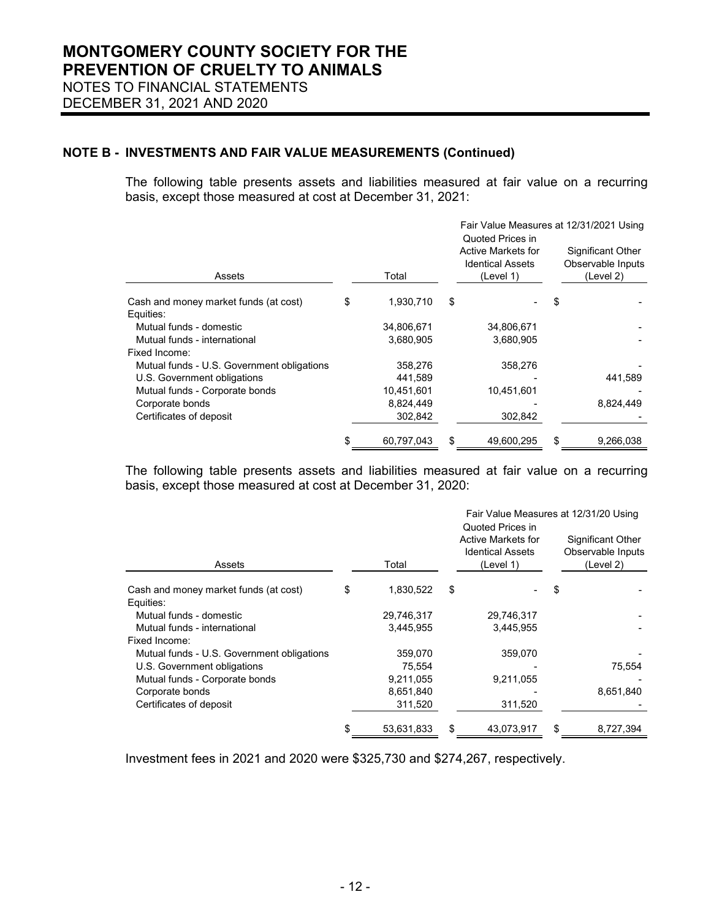## NOTE B - INVESTMENTS AND FAIR VALUE MEASUREMENTS (Continued)

The following table presents assets and liabilities measured at fair value on a recurring basis, except those measured at cost at December 31, 2021:

| Assets | Total | Fair Value Measures at 12/31/2021 Using — Quoted Prices in Active Markets for Identical Assets (Level 1) | Significant Other Observable Inputs (Level 2) |
|---|---|---|---|
| Cash and money market funds (at cost) | $ 1,930,710 | $ - | $ - |
| Equities: | | | |
| Mutual funds - domestic | 34,806,671 | 34,806,671 | - |
| Mutual funds - international | 3,680,905 | 3,680,905 | - |
| Fixed Income: | | | |
| Mutual funds - U.S. Government obligations | 358,276 | 358,276 | - |
| U.S. Government obligations | 441,589 | - | 441,589 |
| Mutual funds - Corporate bonds | 10,451,601 | 10,451,601 | - |
| Corporate bonds | 8,824,449 | - | 8,824,449 |
| Certificates of deposit | 302,842 | 302,842 | - |
| | $ 60,797,043 | $ 49,600,295 | $ 9,266,038 |

The following table presents assets and liabilities measured at fair value on a recurring basis, except those measured at cost at December 31, 2020:

| Assets | Total | Fair Value Measures at 12/31/20 Using — Quoted Prices in Active Markets for Identical Assets (Level 1) | Significant Other Observable Inputs (Level 2) |
|---|---|---|---|
| Cash and money market funds (at cost) | $ 1,830,522 | $ - | $ - |
| Equities: | | | |
| Mutual funds - domestic | 29,746,317 | 29,746,317 | - |
| Mutual funds - international | 3,445,955 | 3,445,955 | - |
| Fixed Income: | | | |
| Mutual funds - U.S. Government obligations | 359,070 | 359,070 | - |
| U.S. Government obligations | 75,554 | - | 75,554 |
| Mutual funds - Corporate bonds | 9,211,055 | 9,211,055 | - |
| Corporate bonds | 8,651,840 | - | 8,651,840 |
| Certificates of deposit | 311,520 | 311,520 | - |
| | $ 53,631,833 | $ 43,073,917 | $ 8,727,394 |

Investment fees in 2021 and 2020 were $325,730 and $274,267, respectively.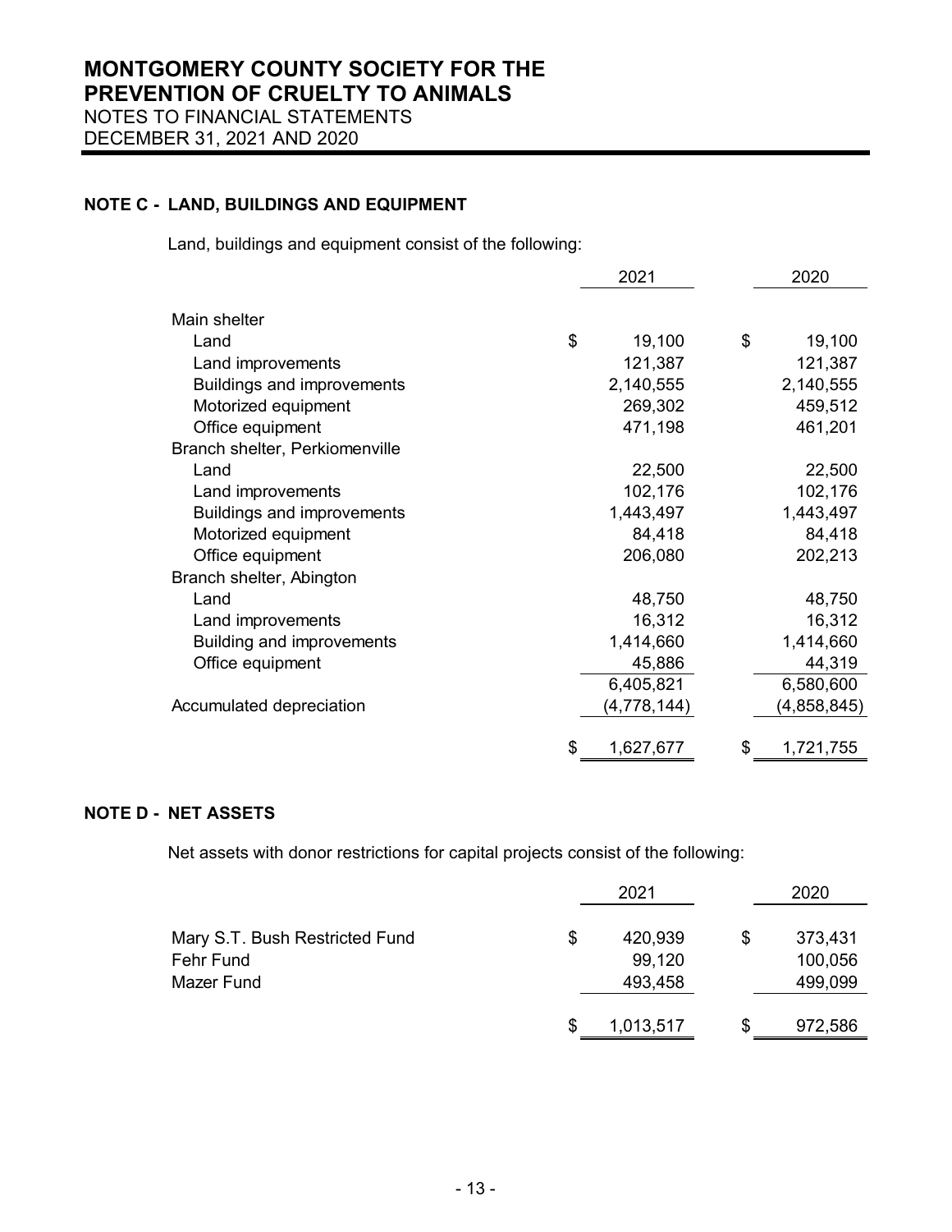# MONTGOMERY COUNTY SOCIETY FOR THE PREVENTION OF CRUELTY TO ANIMALS

NOTES TO FINANCIAL STATEMENTS
DECEMBER 31, 2021 AND 2020

## NOTE C - LAND, BUILDINGS AND EQUIPMENT

Land, buildings and equipment consist of the following:

| | 2021 | 2020 |
|---|---|---|
| Main shelter | | |
| Land | $ 19,100 | $ 19,100 |
| Land improvements | 121,387 | 121,387 |
| Buildings and improvements | 2,140,555 | 2,140,555 |
| Motorized equipment | 269,302 | 459,512 |
| Office equipment | 471,198 | 461,201 |
| Branch shelter, Perkiomenville | | |
| Land | 22,500 | 22,500 |
| Land improvements | 102,176 | 102,176 |
| Buildings and improvements | 1,443,497 | 1,443,497 |
| Motorized equipment | 84,418 | 84,418 |
| Office equipment | 206,080 | 202,213 |
| Branch shelter, Abington | | |
| Land | 48,750 | 48,750 |
| Land improvements | 16,312 | 16,312 |
| Building and improvements | 1,414,660 | 1,414,660 |
| Office equipment | 45,886 | 44,319 |
| | 6,405,821 | 6,580,600 |
| Accumulated depreciation | (4,778,144) | (4,858,845) |
| | $ 1,627,677 | $ 1,721,755 |

## NOTE D - NET ASSETS

Net assets with donor restrictions for capital projects consist of the following:

| | 2021 | 2020 |
|---|---|---|
| Mary S.T. Bush Restricted Fund | $ 420,939 | $ 373,431 |
| Fehr Fund | 99,120 | 100,056 |
| Mazer Fund | 493,458 | 499,099 |
| | $ 1,013,517 | $ 972,586 |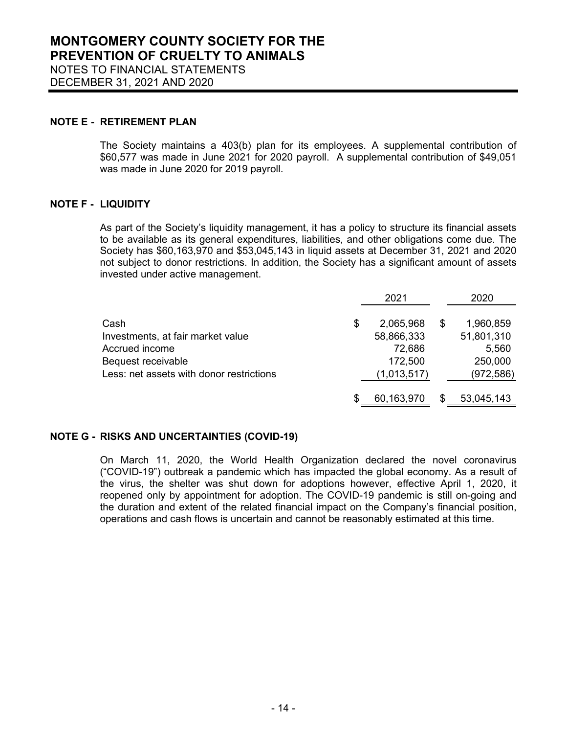# MONTGOMERY COUNTY SOCIETY FOR THE PREVENTION OF CRUELTY TO ANIMALS

NOTES TO FINANCIAL STATEMENTS
DECEMBER 31, 2021 AND 2020

**NOTE E - RETIREMENT PLAN**

The Society maintains a 403(b) plan for its employees. A supplemental contribution of $60,577 was made in June 2021 for 2020 payroll. A supplemental contribution of $49,051 was made in June 2020 for 2019 payroll.

**NOTE F - LIQUIDITY**

As part of the Society's liquidity management, it has a policy to structure its financial assets to be available as its general expenditures, liabilities, and other obligations come due. The Society has $60,163,970 and $53,045,143 in liquid assets at December 31, 2021 and 2020 not subject to donor restrictions. In addition, the Society has a significant amount of assets invested under active management.

| | 2021 | 2020 |
|---|---|---|
| Cash | $ 2,065,968 | $ 1,960,859 |
| Investments, at fair market value | 58,866,333 | 51,801,310 |
| Accrued income | 72,686 | 5,560 |
| Bequest receivable | 172,500 | 250,000 |
| Less: net assets with donor restrictions | (1,013,517) | (972,586) |
| | $ 60,163,970 | $ 53,045,143 |

**NOTE G - RISKS AND UNCERTAINTIES (COVID-19)**

On March 11, 2020, the World Health Organization declared the novel coronavirus ("COVID-19") outbreak a pandemic which has impacted the global economy. As a result of the virus, the shelter was shut down for adoptions however, effective April 1, 2020, it reopened only by appointment for adoption. The COVID-19 pandemic is still on-going and the duration and extent of the related financial impact on the Company's financial position, operations and cash flows is uncertain and cannot be reasonably estimated at this time.